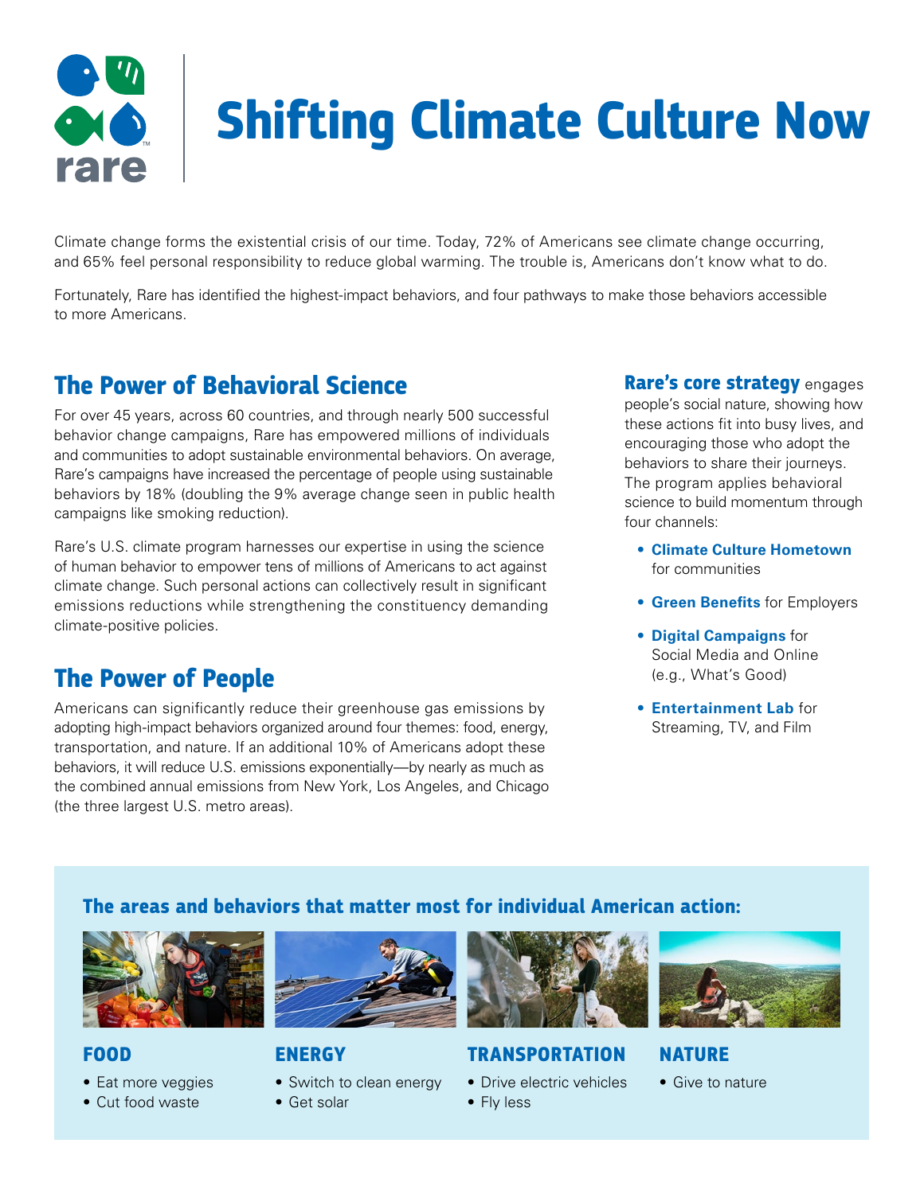# Shifting Climate Culture Now

Climate change forms the existential crisis of our time. Today, 72% of Americans see climate change occurring, and 65% feel personal responsibility to reduce global warming. The trouble is, Americans don't know what to do.

Fortunately, Rare has identified the highest-impact behaviors, and four pathways to make those behaviors accessible to more Americans.

## The Power of Behavioral Science

For over 45 years, across 60 countries, and through nearly 500 successful behavior change campaigns, Rare has empowered millions of individuals and communities to adopt sustainable environmental behaviors. On average, Rare's campaigns have increased the percentage of people using sustainable behaviors by 18% (doubling the 9% average change seen in public health campaigns like smoking reduction).

Rare's U.S. climate program harnesses our expertise in using the science of human behavior to empower tens of millions of Americans to act against climate change. Such personal actions can collectively result in significant emissions reductions while strengthening the constituency demanding climate-positive policies.

## The Power of People

Americans can significantly reduce their greenhouse gas emissions by adopting high-impact behaviors organized around four themes: food, energy, transportation, and nature. If an additional 10% of Americans adopt these behaviors, it will reduce U.S. emissions exponentially—by nearly as much as the combined annual emissions from New York, Los Angeles, and Chicago (the three largest U.S. metro areas).

**Rare's core strategy** engages people's social nature, showing how these actions fit into busy lives, and encouraging those who adopt the behaviors to share their journeys. The program applies behavioral science to build momentum through four channels:

- **Climate Culture Hometown** for communities
- **Green Benefits** for Employers
- **Digital Campaigns** for Social Media and Online (e.g., What's Good)
- **Entertainment Lab** for Streaming, TV, and Film

### The areas and behaviors that matter most for individual American action:

**FOOD**

- Eat more veggies
- Cut food waste

**ENERGY**

- Switch to clean energy
- Get solar

**TRANSPORTATION**

- Drive electric vehicles
- Fly less

**NATURE**

- Give to nature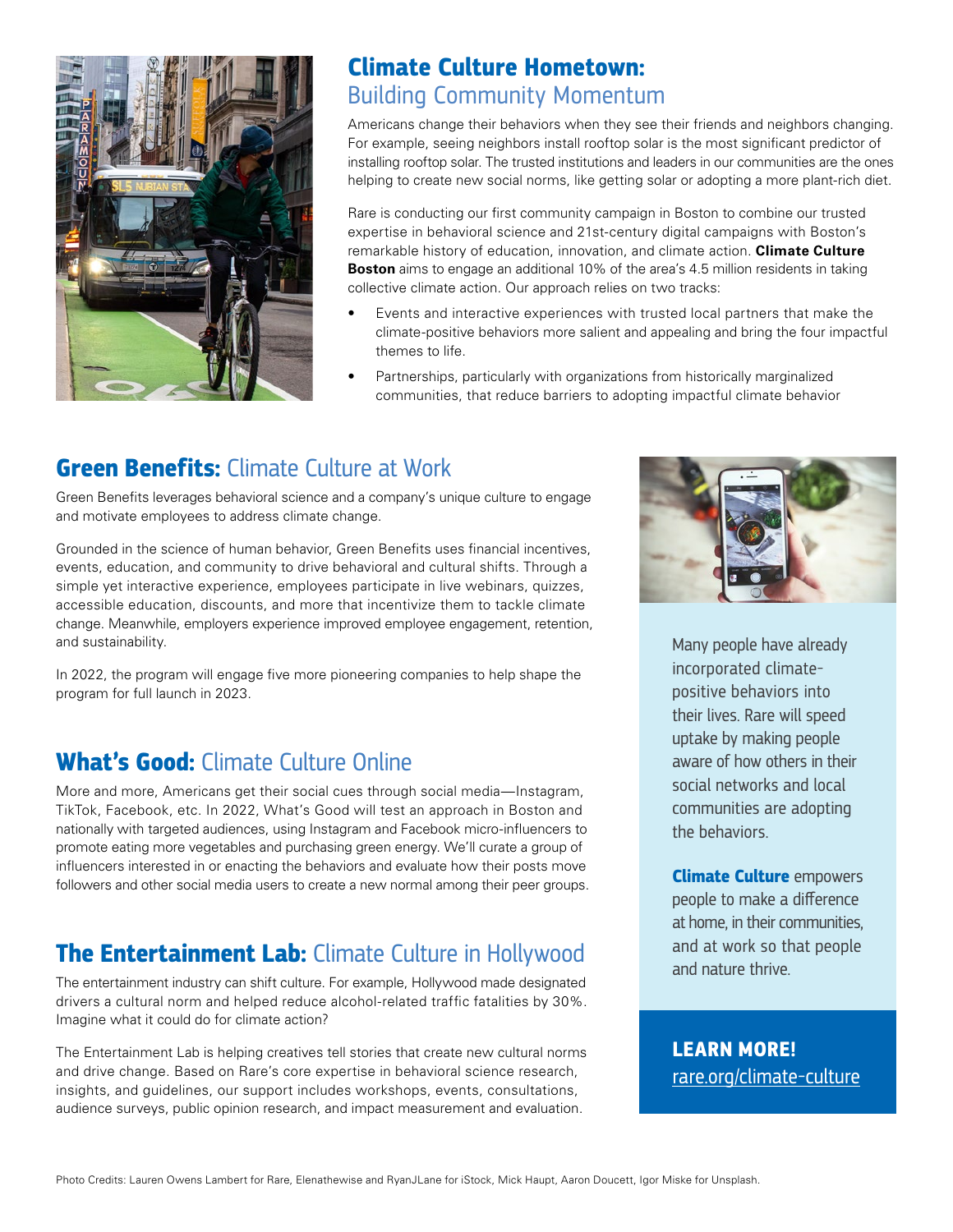## **Climate Culture Hometown:** Building Community Momentum

Americans change their behaviors when they see their friends and neighbors changing. For example, seeing neighbors install rooftop solar is the most significant predictor of installing rooftop solar. The trusted institutions and leaders in our communities are the ones helping to create new social norms, like getting solar or adopting a more plant-rich diet.

Rare is conducting our first community campaign in Boston to combine our trusted expertise in behavioral science and 21st-century digital campaigns with Boston's remarkable history of education, innovation, and climate action. **Climate Culture Boston** aims to engage an additional 10% of the area's 4.5 million residents in taking collective climate action. Our approach relies on two tracks:

- Events and interactive experiences with trusted local partners that make the climate-positive behaviors more salient and appealing and bring the four impactful themes to life.
- Partnerships, particularly with organizations from historically marginalized communities, that reduce barriers to adopting impactful climate behavior

## **Green Benefits:** Climate Culture at Work

Green Benefits leverages behavioral science and a company's unique culture to engage and motivate employees to address climate change.

Grounded in the science of human behavior, Green Benefits uses financial incentives, events, education, and community to drive behavioral and cultural shifts. Through a simple yet interactive experience, employees participate in live webinars, quizzes, accessible education, discounts, and more that incentivize them to tackle climate change. Meanwhile, employers experience improved employee engagement, retention, and sustainability.

In 2022, the program will engage five more pioneering companies to help shape the program for full launch in 2023.

## **What's Good:** Climate Culture Online

More and more, Americans get their social cues through social media—Instagram, TikTok, Facebook, etc. In 2022, What's Good will test an approach in Boston and nationally with targeted audiences, using Instagram and Facebook micro-influencers to promote eating more vegetables and purchasing green energy. We'll curate a group of influencers interested in or enacting the behaviors and evaluate how their posts move followers and other social media users to create a new normal among their peer groups.

## **The Entertainment Lab:** Climate Culture in Hollywood

The entertainment industry can shift culture. For example, Hollywood made designated drivers a cultural norm and helped reduce alcohol-related traffic fatalities by 30%. Imagine what it could do for climate action?

The Entertainment Lab is helping creatives tell stories that create new cultural norms and drive change. Based on Rare's core expertise in behavioral science research, insights, and guidelines, our support includes workshops, events, consultations, audience surveys, public opinion research, and impact measurement and evaluation.

Many people have already incorporated climate-positive behaviors into their lives. Rare will speed uptake by making people aware of how others in their social networks and local communities are adopting the behaviors.

**Climate Culture** empowers people to make a difference at home, in their communities, and at work so that people and nature thrive.

**LEARN MORE!**
rare.org/climate-culture

Photo Credits: Lauren Owens Lambert for Rare, Elenathewise and RyanJLane for iStock, Mick Haupt, Aaron Doucett, Igor Miske for Unsplash.